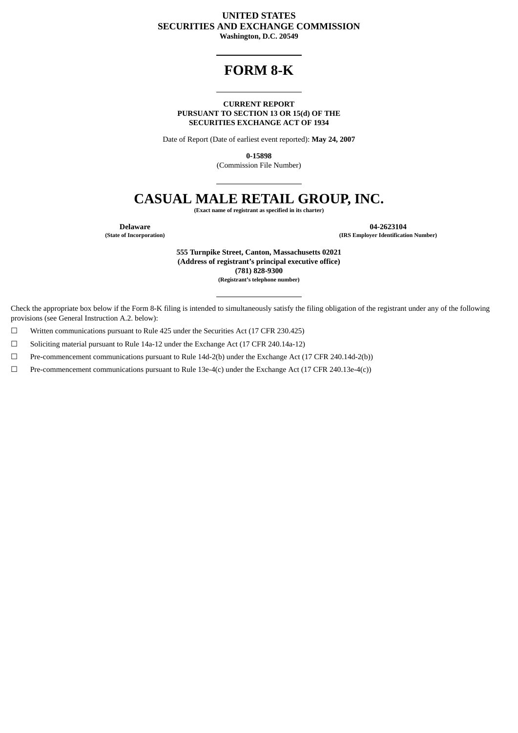**UNITED STATES**
**SECURITIES AND EXCHANGE COMMISSION**
**Washington, D.C. 20549**

# FORM 8-K

**CURRENT REPORT**
**PURSUANT TO SECTION 13 OR 15(d) OF THE**
**SECURITIES EXCHANGE ACT OF 1934**

Date of Report (Date of earliest event reported): **May 24, 2007**

**0-15898**
(Commission File Number)

# CASUAL MALE RETAIL GROUP, INC.

**(Exact name of registrant as specified in its charter)**

| **Delaware** | **04-2623104** |
|---|---|
| **(State of Incorporation)** | **(IRS Employer Identification Number)** |

**555 Turnpike Street, Canton, Massachusetts 02021**
**(Address of registrant's principal executive office)**
**(781) 828-9300**
**(Registrant's telephone number)**

Check the appropriate box below if the Form 8-K filing is intended to simultaneously satisfy the filing obligation of the registrant under any of the following provisions (see General Instruction A.2. below):

☐ Written communications pursuant to Rule 425 under the Securities Act (17 CFR 230.425)

☐ Soliciting material pursuant to Rule 14a-12 under the Exchange Act (17 CFR 240.14a-12)

☐ Pre-commencement communications pursuant to Rule 14d-2(b) under the Exchange Act (17 CFR 240.14d-2(b))

☐ Pre-commencement communications pursuant to Rule 13e-4(c) under the Exchange Act (17 CFR 240.13e-4(c))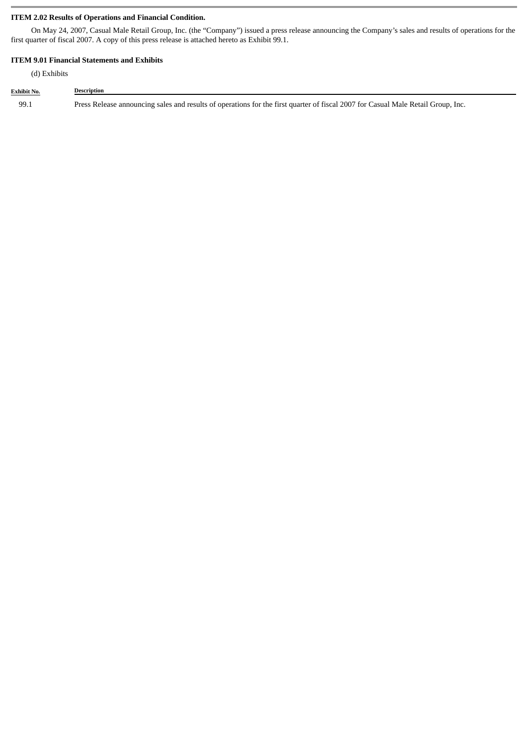**ITEM 2.02 Results of Operations and Financial Condition.**

On May 24, 2007, Casual Male Retail Group, Inc. (the "Company") issued a press release announcing the Company's sales and results of operations for the first quarter of fiscal 2007. A copy of this press release is attached hereto as Exhibit 99.1.

**ITEM 9.01 Financial Statements and Exhibits**

(d) Exhibits

| Exhibit No. | Description |
|---|---|
| 99.1 | Press Release announcing sales and results of operations for the first quarter of fiscal 2007 for Casual Male Retail Group, Inc. |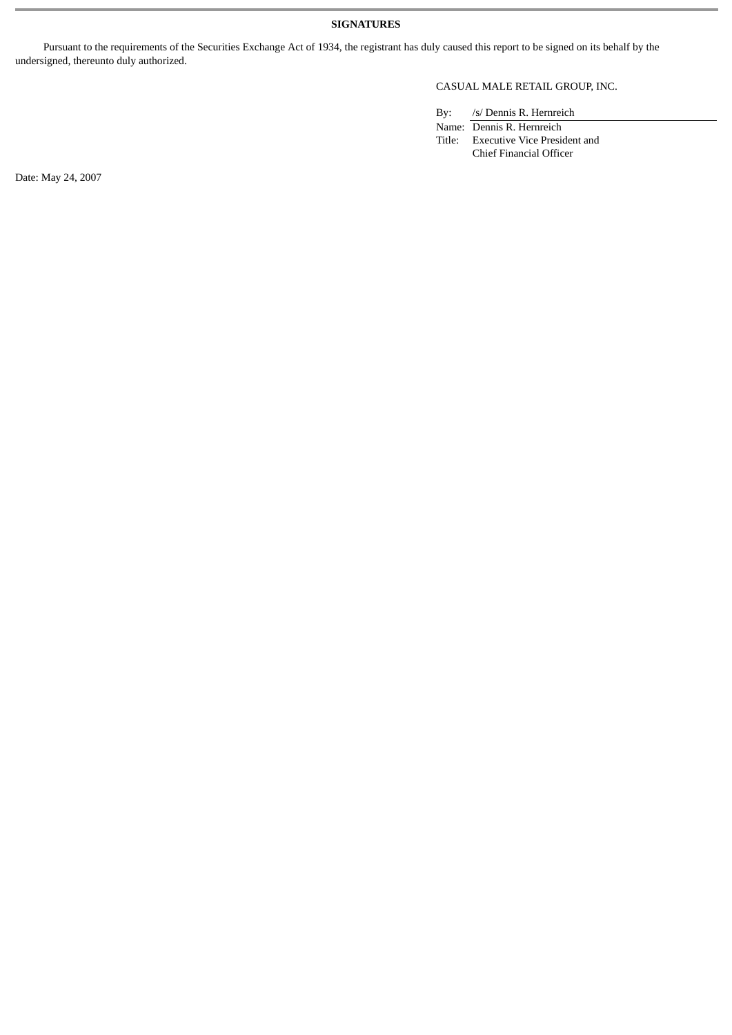**SIGNATURES**

Pursuant to the requirements of the Securities Exchange Act of 1934, the registrant has duly caused this report to be signed on its behalf by the undersigned, thereunto duly authorized.

CASUAL MALE RETAIL GROUP, INC.

By: /s/ Dennis R. Hernreich

Name: Dennis R. Hernreich

Title: Executive Vice President and Chief Financial Officer

Date: May 24, 2007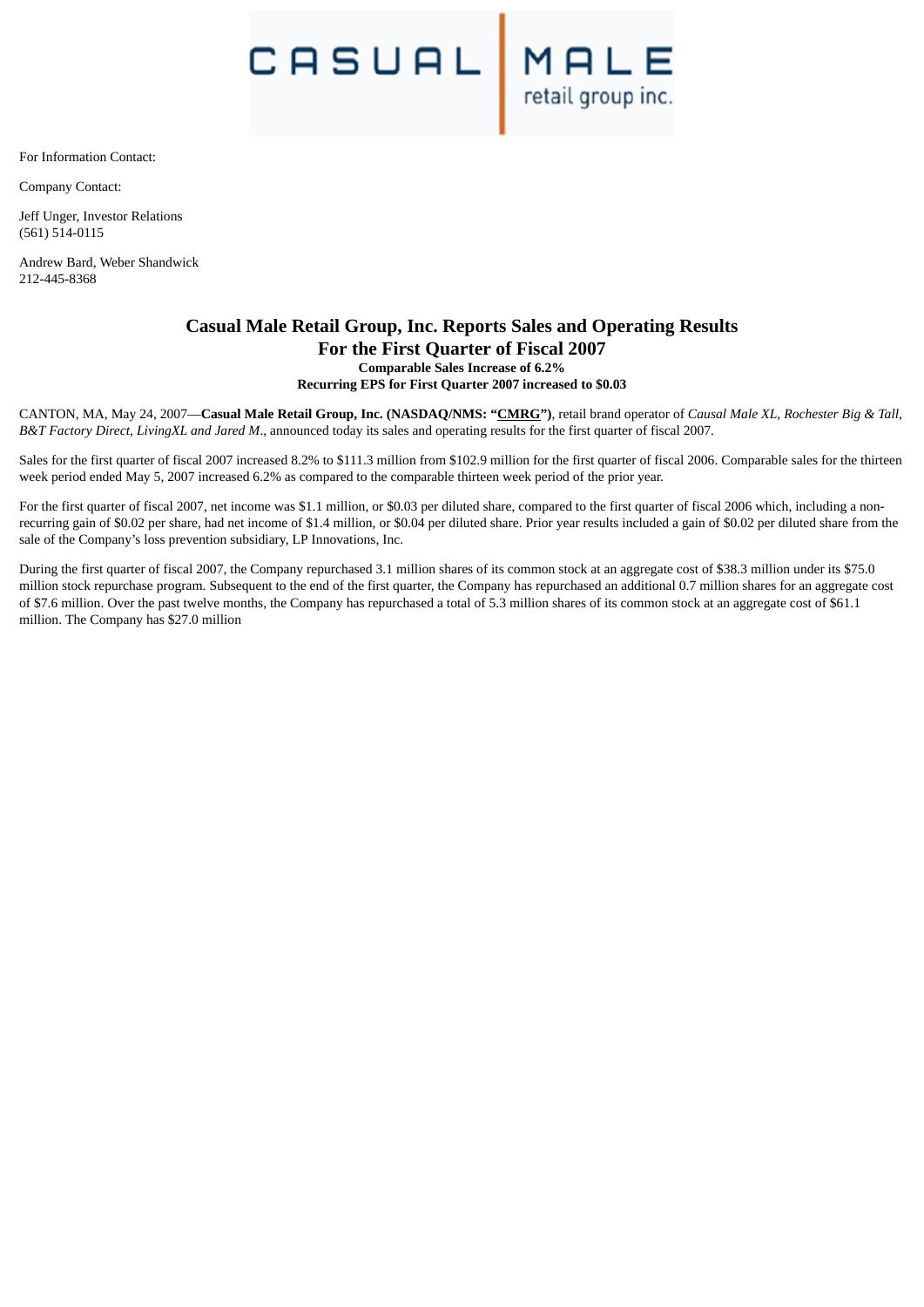For Information Contact:

Company Contact:

Jeff Unger, Investor Relations
(561) 514-0115

Andrew Bard, Weber Shandwick
212-445-8368

# Casual Male Retail Group, Inc. Reports Sales and Operating Results For the First Quarter of Fiscal 2007

**Comparable Sales Increase of 6.2%**
**Recurring EPS for First Quarter 2007 increased to $0.03**

CANTON, MA, May 24, 2007—**Casual Male Retail Group, Inc. (NASDAQ/NMS: "CMRG")**, retail brand operator of *Causal Male XL*, *Rochester Big & Tall*, *B&T Factory Direct*, *LivingXL and Jared M*., announced today its sales and operating results for the first quarter of fiscal 2007.

Sales for the first quarter of fiscal 2007 increased 8.2% to $111.3 million from $102.9 million for the first quarter of fiscal 2006. Comparable sales for the thirteen week period ended May 5, 2007 increased 6.2% as compared to the comparable thirteen week period of the prior year.

For the first quarter of fiscal 2007, net income was $1.1 million, or $0.03 per diluted share, compared to the first quarter of fiscal 2006 which, including a non-recurring gain of $0.02 per share, had net income of $1.4 million, or $0.04 per diluted share. Prior year results included a gain of $0.02 per diluted share from the sale of the Company's loss prevention subsidiary, LP Innovations, Inc.

During the first quarter of fiscal 2007, the Company repurchased 3.1 million shares of its common stock at an aggregate cost of $38.3 million under its $75.0 million stock repurchase program. Subsequent to the end of the first quarter, the Company has repurchased an additional 0.7 million shares for an aggregate cost of $7.6 million. Over the past twelve months, the Company has repurchased a total of 5.3 million shares of its common stock at an aggregate cost of $61.1 million. The Company has $27.0 million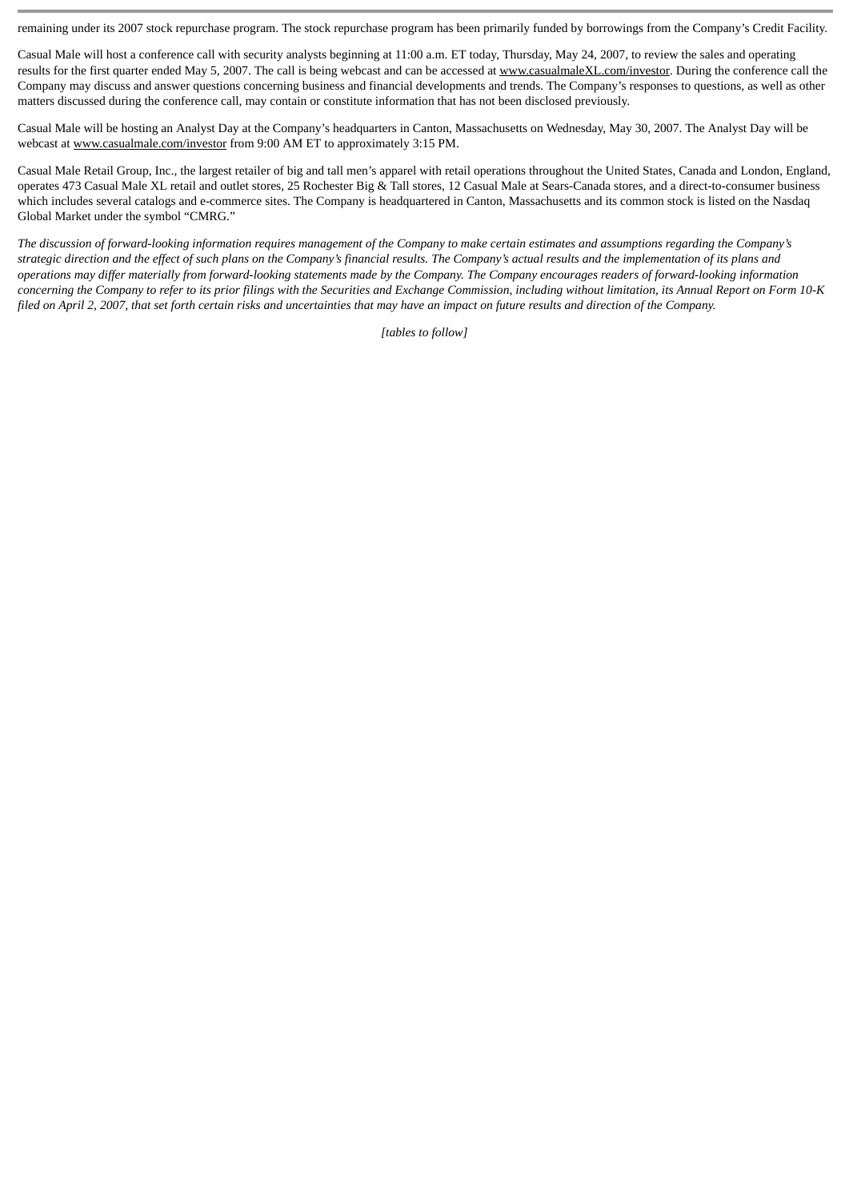remaining under its 2007 stock repurchase program. The stock repurchase program has been primarily funded by borrowings from the Company's Credit Facility.

Casual Male will host a conference call with security analysts beginning at 11:00 a.m. ET today, Thursday, May 24, 2007, to review the sales and operating results for the first quarter ended May 5, 2007. The call is being webcast and can be accessed at www.casualmaleXL.com/investor. During the conference call the Company may discuss and answer questions concerning business and financial developments and trends. The Company's responses to questions, as well as other matters discussed during the conference call, may contain or constitute information that has not been disclosed previously.

Casual Male will be hosting an Analyst Day at the Company's headquarters in Canton, Massachusetts on Wednesday, May 30, 2007. The Analyst Day will be webcast at www.casualmale.com/investor from 9:00 AM ET to approximately 3:15 PM.

Casual Male Retail Group, Inc., the largest retailer of big and tall men's apparel with retail operations throughout the United States, Canada and London, England, operates 473 Casual Male XL retail and outlet stores, 25 Rochester Big & Tall stores, 12 Casual Male at Sears-Canada stores, and a direct-to-consumer business which includes several catalogs and e-commerce sites. The Company is headquartered in Canton, Massachusetts and its common stock is listed on the Nasdaq Global Market under the symbol "CMRG."

*The discussion of forward-looking information requires management of the Company to make certain estimates and assumptions regarding the Company's strategic direction and the effect of such plans on the Company's financial results. The Company's actual results and the implementation of its plans and operations may differ materially from forward-looking statements made by the Company. The Company encourages readers of forward-looking information concerning the Company to refer to its prior filings with the Securities and Exchange Commission, including without limitation, its Annual Report on Form 10-K filed on April 2, 2007, that set forth certain risks and uncertainties that may have an impact on future results and direction of the Company.*

*[tables to follow]*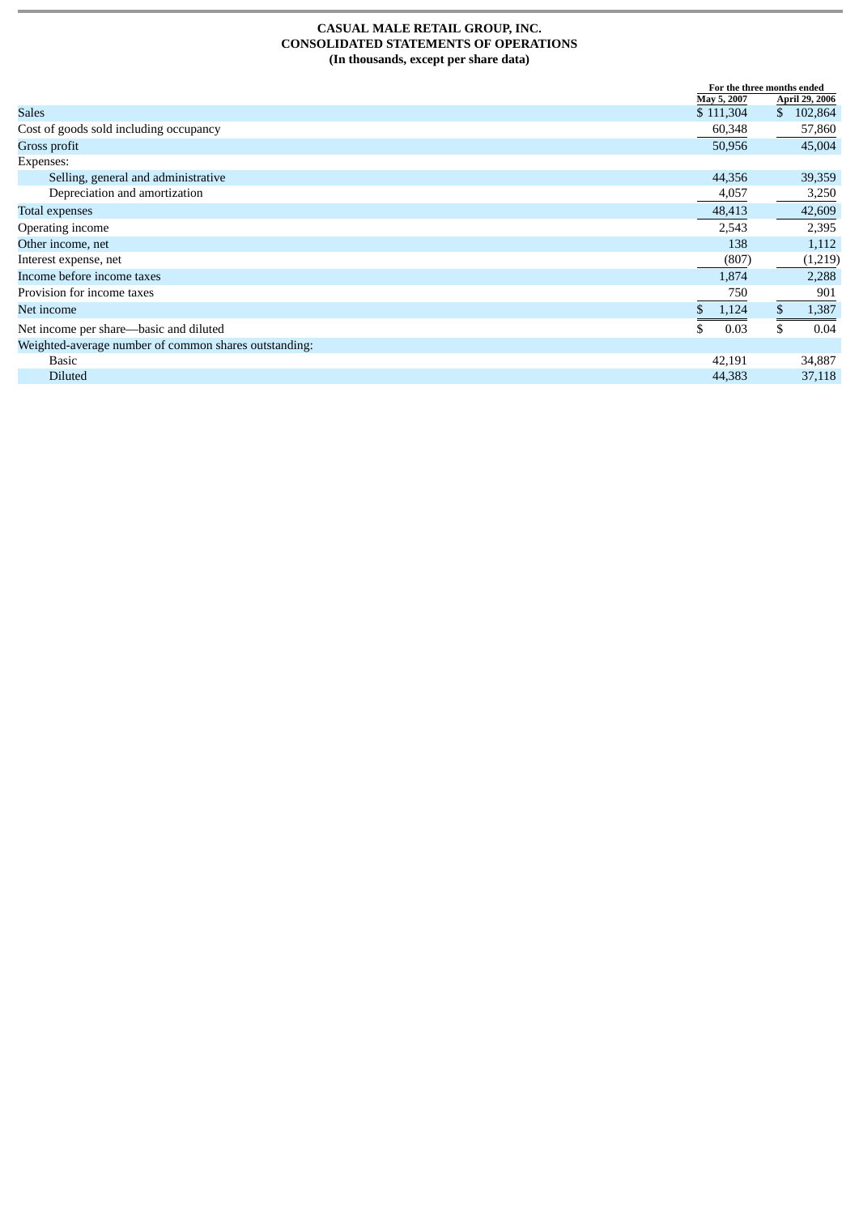**CASUAL MALE RETAIL GROUP, INC.**
**CONSOLIDATED STATEMENTS OF OPERATIONS**
**(In thousands, except per share data)**

| | For the three months ended | |
|---|---|---|
| | May 5, 2007 | April 29, 2006 |
| Sales | $ 111,304 | $ 102,864 |
| Cost of goods sold including occupancy | 60,348 | 57,860 |
| Gross profit | 50,956 | 45,004 |
| Expenses: | | |
| Selling, general and administrative | 44,356 | 39,359 |
| Depreciation and amortization | 4,057 | 3,250 |
| Total expenses | 48,413 | 42,609 |
| Operating income | 2,543 | 2,395 |
| Other income, net | 138 | 1,112 |
| Interest expense, net | (807) | (1,219) |
| Income before income taxes | 1,874 | 2,288 |
| Provision for income taxes | 750 | 901 |
| Net income | $ 1,124 | $ 1,387 |
| Net income per share—basic and diluted | $ 0.03 | $ 0.04 |
| Weighted-average number of common shares outstanding: | | |
| Basic | 42,191 | 34,887 |
| Diluted | 44,383 | 37,118 |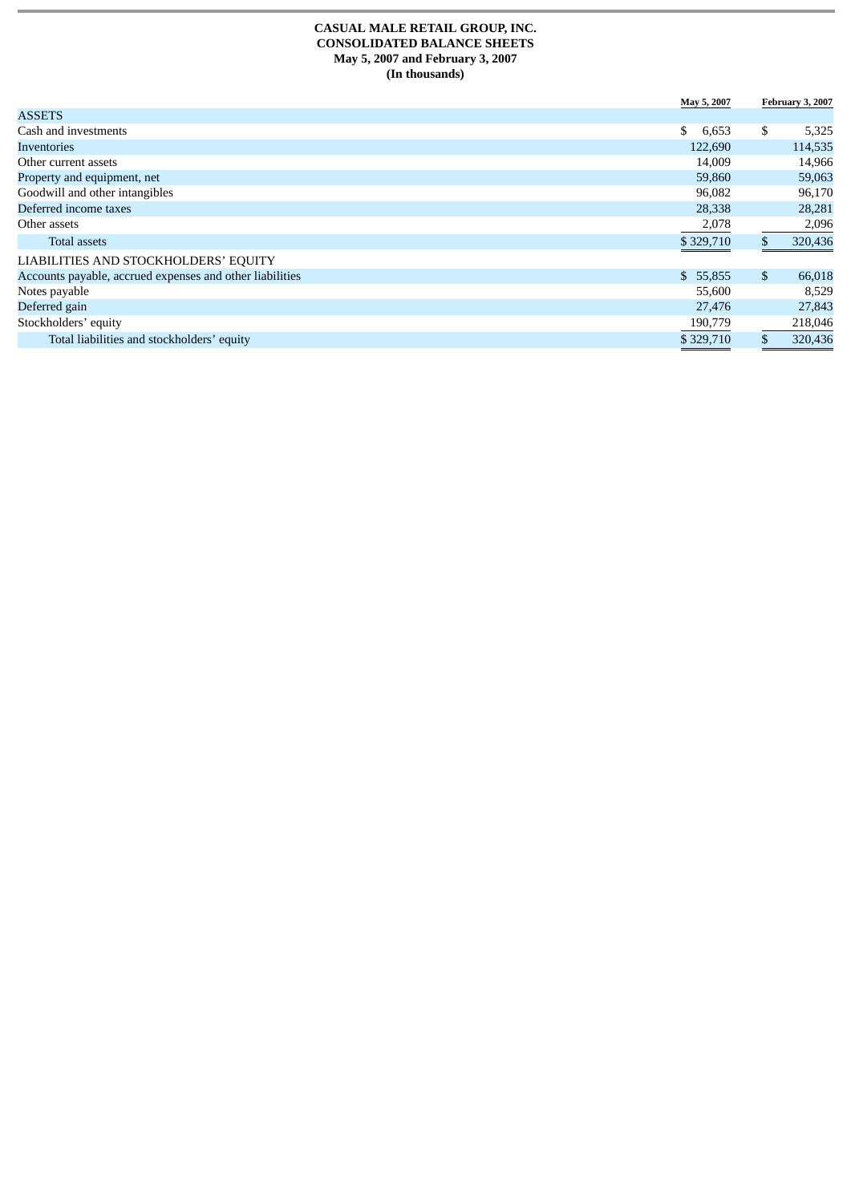**CASUAL MALE RETAIL GROUP, INC.**
**CONSOLIDATED BALANCE SHEETS**
**May 5, 2007 and February 3, 2007**
**(In thousands)**

| | May 5, 2007 | February 3, 2007 |
|---|---|---|
| ASSETS | | |
| Cash and investments | $ 6,653 | $ 5,325 |
| Inventories | 122,690 | 114,535 |
| Other current assets | 14,009 | 14,966 |
| Property and equipment, net | 59,860 | 59,063 |
| Goodwill and other intangibles | 96,082 | 96,170 |
| Deferred income taxes | 28,338 | 28,281 |
| Other assets | 2,078 | 2,096 |
| Total assets | $ 329,710 | $ 320,436 |
| LIABILITIES AND STOCKHOLDERS' EQUITY | | |
| Accounts payable, accrued expenses and other liabilities | $ 55,855 | $ 66,018 |
| Notes payable | 55,600 | 8,529 |
| Deferred gain | 27,476 | 27,843 |
| Stockholders' equity | 190,779 | 218,046 |
| Total liabilities and stockholders' equity | $ 329,710 | $ 320,436 |